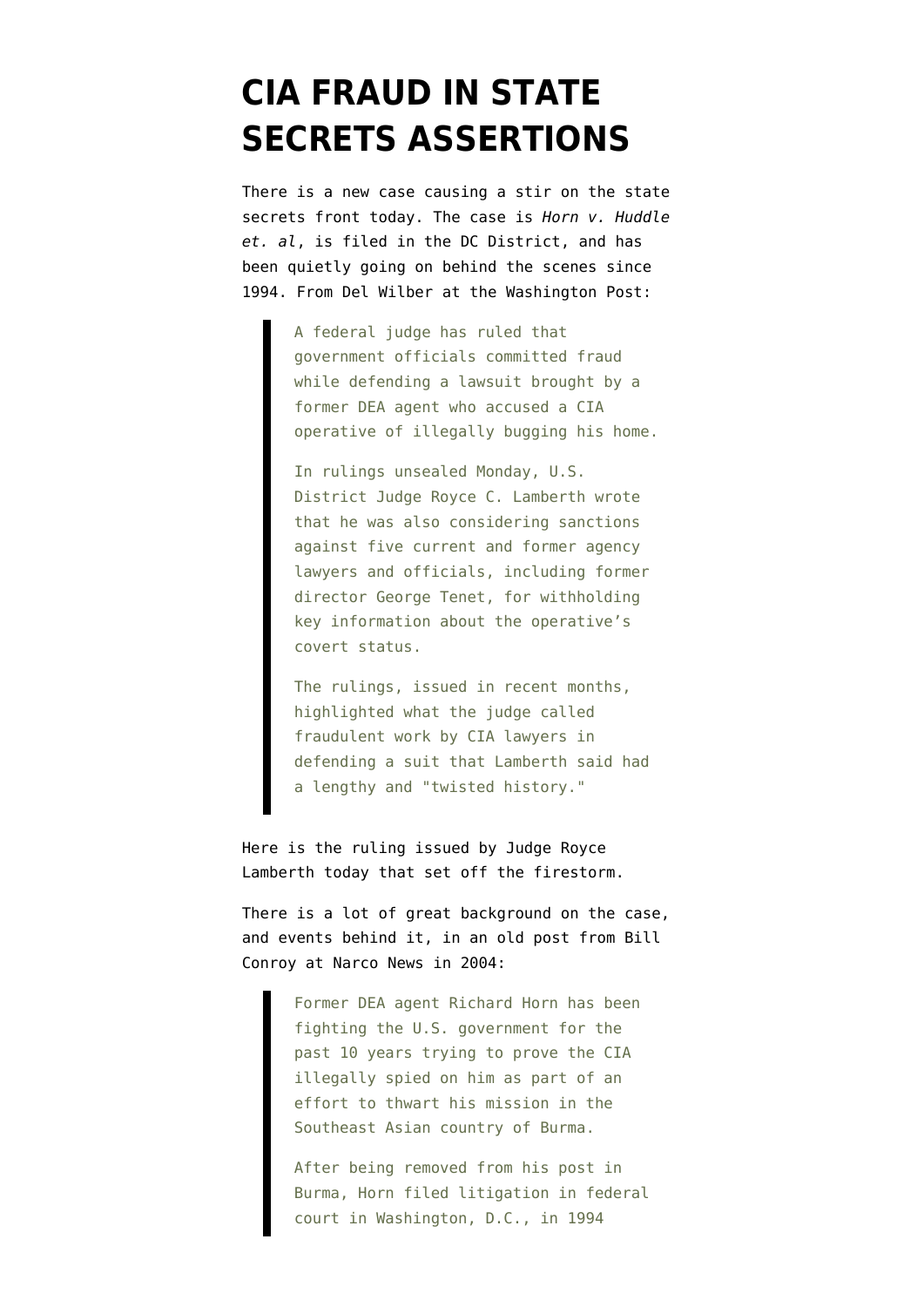# CIA FRAUD IN STATE SECRETS ASSERTIONS

There is a new case causing a stir on the state secrets front today. The case is *Horn v. Huddle et. al*, is filed in the DC District, and has been quietly going on behind the scenes since 1994. From Del Wilber at the Washington Post:

> A federal judge has ruled that government officials committed fraud while defending a lawsuit brought by a former DEA agent who accused a CIA operative of illegally bugging his home.
>
> In rulings unsealed Monday, U.S. District Judge Royce C. Lamberth wrote that he was also considering sanctions against five current and former agency lawyers and officials, including former director George Tenet, for withholding key information about the operative's covert status.
>
> The rulings, issued in recent months, highlighted what the judge called fraudulent work by CIA lawyers in defending a suit that Lamberth said had a lengthy and "twisted history."

Here is the ruling issued by Judge Royce Lamberth today that set off the firestorm.

There is a lot of great background on the case, and events behind it, in an old post from Bill Conroy at Narco News in 2004:

> Former DEA agent Richard Horn has been fighting the U.S. government for the past 10 years trying to prove the CIA illegally spied on him as part of an effort to thwart his mission in the Southeast Asian country of Burma.
>
> After being removed from his post in Burma, Horn filed litigation in federal court in Washington, D.C., in 1994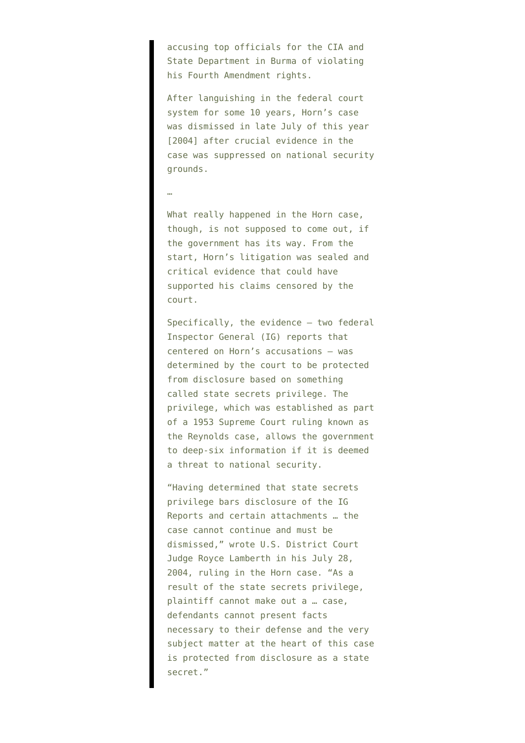> accusing top officials for the CIA and State Department in Burma of violating his Fourth Amendment rights.
>
> After languishing in the federal court system for some 10 years, Horn's case was dismissed in late July of this year [2004] after crucial evidence in the case was suppressed on national security grounds.
>
> …
>
> What really happened in the Horn case, though, is not supposed to come out, if the government has its way. From the start, Horn's litigation was sealed and critical evidence that could have supported his claims censored by the court.
>
> Specifically, the evidence — two federal Inspector General (IG) reports that centered on Horn's accusations — was determined by the court to be protected from disclosure based on something called state secrets privilege. The privilege, which was established as part of a 1953 Supreme Court ruling known as the Reynolds case, allows the government to deep-six information if it is deemed a threat to national security.
>
> "Having determined that state secrets privilege bars disclosure of the IG Reports and certain attachments … the case cannot continue and must be dismissed," wrote U.S. District Court Judge Royce Lamberth in his July 28, 2004, ruling in the Horn case. "As a result of the state secrets privilege, plaintiff cannot make out a … case, defendants cannot present facts necessary to their defense and the very subject matter at the heart of this case is protected from disclosure as a state secret."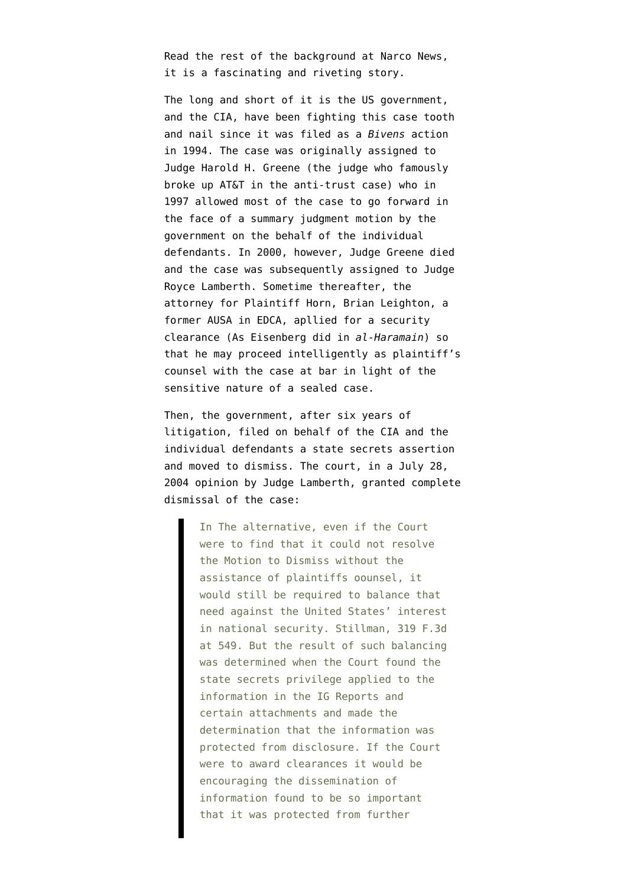Read the rest of the background at Narco News, it is a fascinating and riveting story.

The long and short of it is the US government, and the CIA, have been fighting this case tooth and nail since it was filed as a *Bivens* action in 1994. The case was originally assigned to Judge Harold H. Greene (the judge who famously broke up AT&T in the anti-trust case) who in 1997 allowed most of the case to go forward in the face of a summary judgment motion by the government on the behalf of the individual defendants. In 2000, however, Judge Greene died and the case was subsequently assigned to Judge Royce Lamberth. Sometime thereafter, the attorney for Plaintiff Horn, Brian Leighton, a former AUSA in EDCA, apllied for a security clearance (As Eisenberg did in *al-Haramain*) so that he may proceed intelligently as plaintiff's counsel with the case at bar in light of the sensitive nature of a sealed case.

Then, the government, after six years of litigation, filed on behalf of the CIA and the individual defendants a state secrets assertion and moved to dismiss. The court, in a July 28, 2004 opinion by Judge Lamberth, granted complete dismissal of the case:

> In The alternative, even if the Court were to find that it could not resolve the Motion to Dismiss without the assistance of plaintiffs oounsel, it would still be required to balance that need against the United States' interest in national security. Stillman, 319 F.3d at 549. But the result of such balancing was determined when the Court found the state secrets privilege applied to the information in the IG Reports and certain attachments and made the determination that the information was protected from disclosure. If the Court were to award clearances it would be encouraging the dissemination of information found to be so important that it was protected from further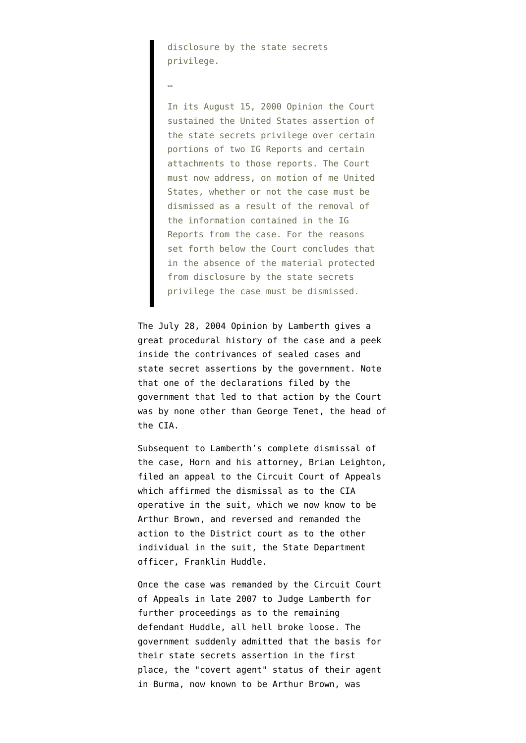> disclosure by the state secrets privilege.
>
> …
>
> In its August 15, 2000 Opinion the Court sustained the United States assertion of the state secrets privilege over certain portions of two IG Reports and certain attachments to those reports. The Court must now address, on motion of me United States, whether or not the case must be dismissed as a result of the removal of the information contained in the IG Reports from the case. For the reasons set forth below the Court concludes that in the absence of the material protected from disclosure by the state secrets privilege the case must be dismissed.

The July 28, 2004 Opinion by Lamberth gives a great procedural history of the case and a peek inside the contrivances of sealed cases and state secret assertions by the government. Note that one of the declarations filed by the government that led to that action by the Court was by none other than George Tenet, the head of the CIA.

Subsequent to Lamberth's complete dismissal of the case, Horn and his attorney, Brian Leighton, filed an appeal to the Circuit Court of Appeals which affirmed the dismissal as to the CIA operative in the suit, which we now know to be Arthur Brown, and reversed and remanded the action to the District court as to the other individual in the suit, the State Department officer, Franklin Huddle.

Once the case was remanded by the Circuit Court of Appeals in late 2007 to Judge Lamberth for further proceedings as to the remaining defendant Huddle, all hell broke loose. The government suddenly admitted that the basis for their state secrets assertion in the first place, the "covert agent" status of their agent in Burma, now known to be Arthur Brown, was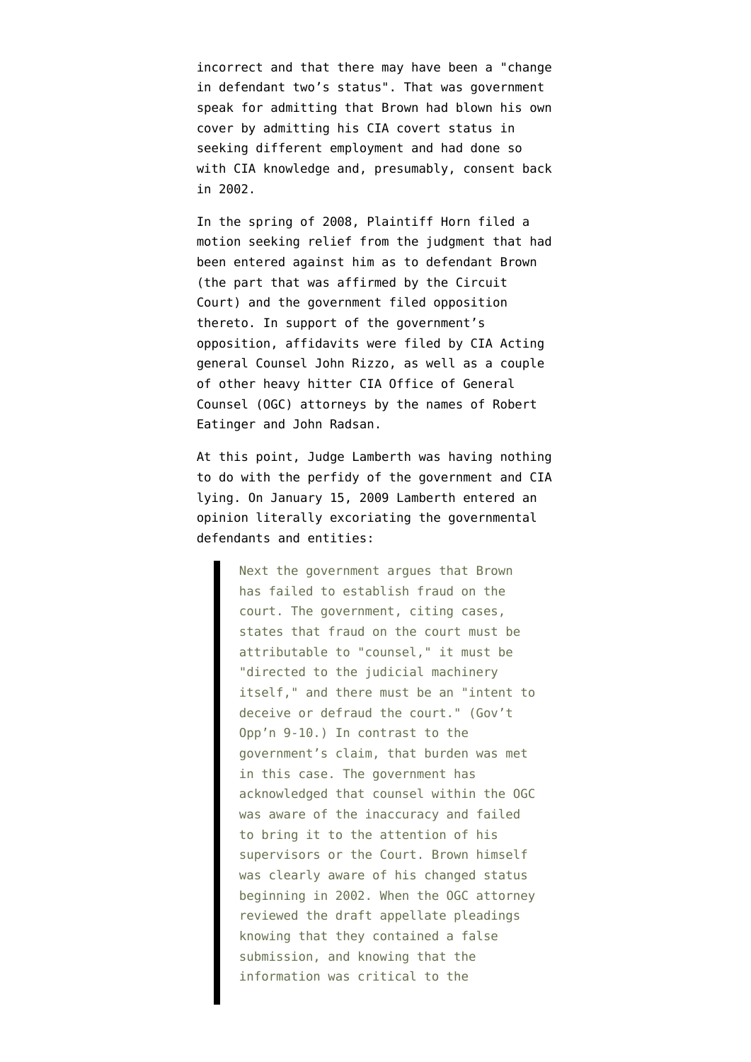incorrect and that there may have been a "change in defendant two's status". That was government speak for admitting that Brown had blown his own cover by admitting his CIA covert status in seeking different employment and had done so with CIA knowledge and, presumably, consent back in 2002.

In the spring of 2008, Plaintiff Horn filed a motion seeking relief from the judgment that had been entered against him as to defendant Brown (the part that was affirmed by the Circuit Court) and the government filed opposition thereto. In support of the government's opposition, affidavits were filed by CIA Acting general Counsel John Rizzo, as well as a couple of other heavy hitter CIA Office of General Counsel (OGC) attorneys by the names of Robert Eatinger and John Radsan.

At this point, Judge Lamberth was having nothing to do with the perfidy of the government and CIA lying. On January 15, 2009 Lamberth entered an opinion literally excoriating the governmental defendants and entities:

> Next the government argues that Brown has failed to establish fraud on the court. The government, citing cases, states that fraud on the court must be attributable to "counsel," it must be "directed to the judicial machinery itself," and there must be an "intent to deceive or defraud the court." (Gov't Opp'n 9-10.) In contrast to the government's claim, that burden was met in this case. The government has acknowledged that counsel within the OGC was aware of the inaccuracy and failed to bring it to the attention of his supervisors or the Court. Brown himself was clearly aware of his changed status beginning in 2002. When the OGC attorney reviewed the draft appellate pleadings knowing that they contained a false submission, and knowing that the information was critical to the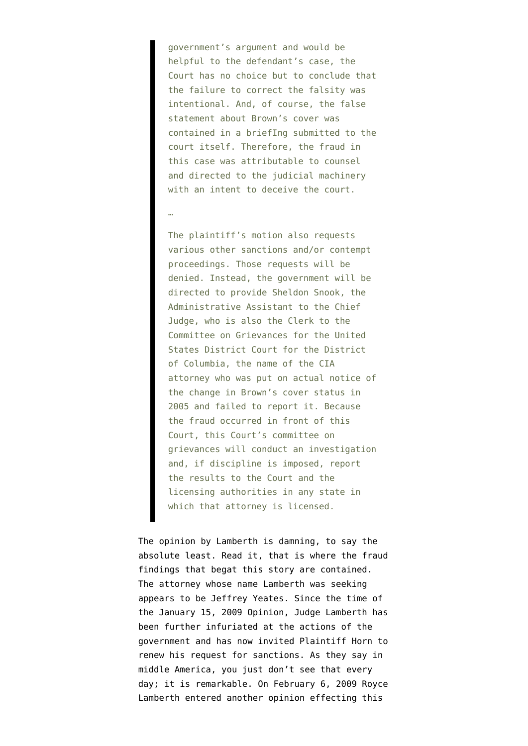> government's argument and would be helpful to the defendant's case, the Court has no choice but to conclude that the failure to correct the falsity was intentional. And, of course, the false statement about Brown's cover was contained in a briefIng submitted to the court itself. Therefore, the fraud in this case was attributable to counsel and directed to the judicial machinery with an intent to deceive the court.
>
> …
>
> The plaintiff's motion also requests various other sanctions and/or contempt proceedings. Those requests will be denied. Instead, the government will be directed to provide Sheldon Snook, the Administrative Assistant to the Chief Judge, who is also the Clerk to the Committee on Grievances for the United States District Court for the District of Columbia, the name of the CIA attorney who was put on actual notice of the change in Brown's cover status in 2005 and failed to report it. Because the fraud occurred in front of this Court, this Court's committee on grievances will conduct an investigation and, if discipline is imposed, report the results to the Court and the licensing authorities in any state in which that attorney is licensed.

The opinion by Lamberth is damning, to say the absolute least. Read it, that is where the fraud findings that begat this story are contained. The attorney whose name Lamberth was seeking appears to be Jeffrey Yeates. Since the time of the January 15, 2009 Opinion, Judge Lamberth has been further infuriated at the actions of the government and has now invited Plaintiff Horn to renew his request for sanctions. As they say in middle America, you just don't see that every day; it is remarkable. On February 6, 2009 Royce Lamberth entered another opinion effecting this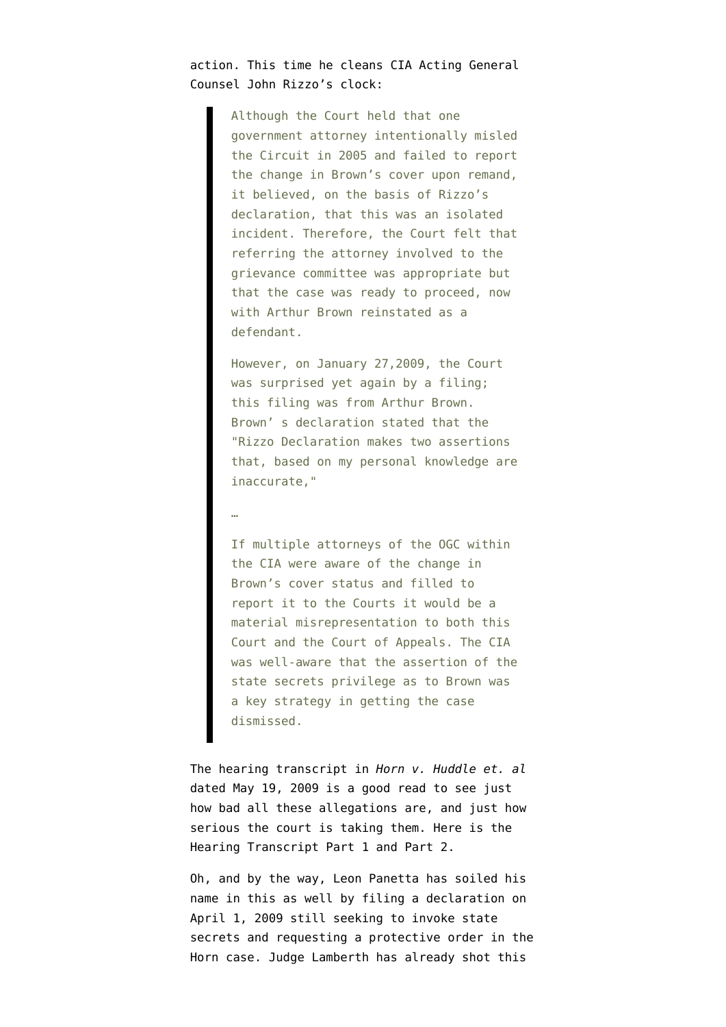action. This time he cleans CIA Acting General Counsel John Rizzo's clock:

> Although the Court held that one government attorney intentionally misled the Circuit in 2005 and failed to report the change in Brown's cover upon remand, it believed, on the basis of Rizzo's declaration, that this was an isolated incident. Therefore, the Court felt that referring the attorney involved to the grievance committee was appropriate but that the case was ready to proceed, now with Arthur Brown reinstated as a defendant.
>
> However, on January 27,2009, the Court was surprised yet again by a filing; this filing was from Arthur Brown. Brown' s declaration stated that the "Rizzo Declaration makes two assertions that, based on my personal knowledge are inaccurate,"
>
> …
>
> If multiple attorneys of the OGC within the CIA were aware of the change in Brown's cover status and filled to report it to the Courts it would be a material misrepresentation to both this Court and the Court of Appeals. The CIA was well-aware that the assertion of the state secrets privilege as to Brown was a key strategy in getting the case dismissed.

The hearing transcript in *Horn v. Huddle et. al* dated May 19, 2009 is a good read to see just how bad all these allegations are, and just how serious the court is taking them. Here is the Hearing Transcript Part 1 and Part 2.

Oh, and by the way, Leon Panetta has soiled his name in this as well by filing a declaration on April 1, 2009 still seeking to invoke state secrets and requesting a protective order in the Horn case. Judge Lamberth has already shot this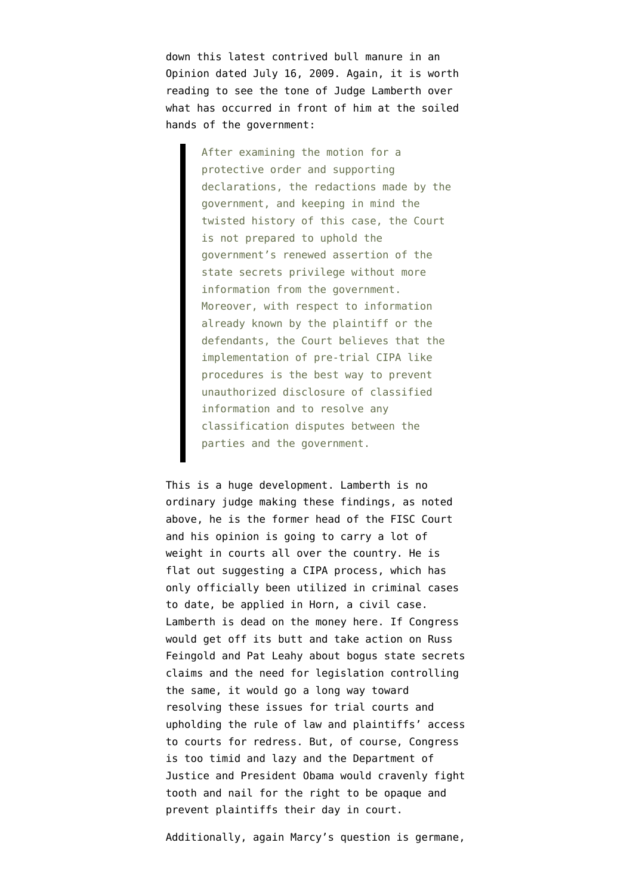down this latest contrived bull manure in an Opinion dated July 16, 2009. Again, it is worth reading to see the tone of Judge Lamberth over what has occurred in front of him at the soiled hands of the government:

> After examining the motion for a protective order and supporting declarations, the redactions made by the government, and keeping in mind the twisted history of this case, the Court is not prepared to uphold the government's renewed assertion of the state secrets privilege without more information from the government. Moreover, with respect to information already known by the plaintiff or the defendants, the Court believes that the implementation of pre-trial CIPA like procedures is the best way to prevent unauthorized disclosure of classified information and to resolve any classification disputes between the parties and the government.

This is a huge development. Lamberth is no ordinary judge making these findings, as noted above, he is the former head of the FISC Court and his opinion is going to carry a lot of weight in courts all over the country. He is flat out suggesting a CIPA process, which has only officially been utilized in criminal cases to date, be applied in Horn, a civil case. Lamberth is dead on the money here. If Congress would get off its butt and take action on Russ Feingold and Pat Leahy about bogus state secrets claims and the need for legislation controlling the same, it would go a long way toward resolving these issues for trial courts and upholding the rule of law and plaintiffs' access to courts for redress. But, of course, Congress is too timid and lazy and the Department of Justice and President Obama would cravenly fight tooth and nail for the right to be opaque and prevent plaintiffs their day in court.

Additionally, again Marcy's question is germane,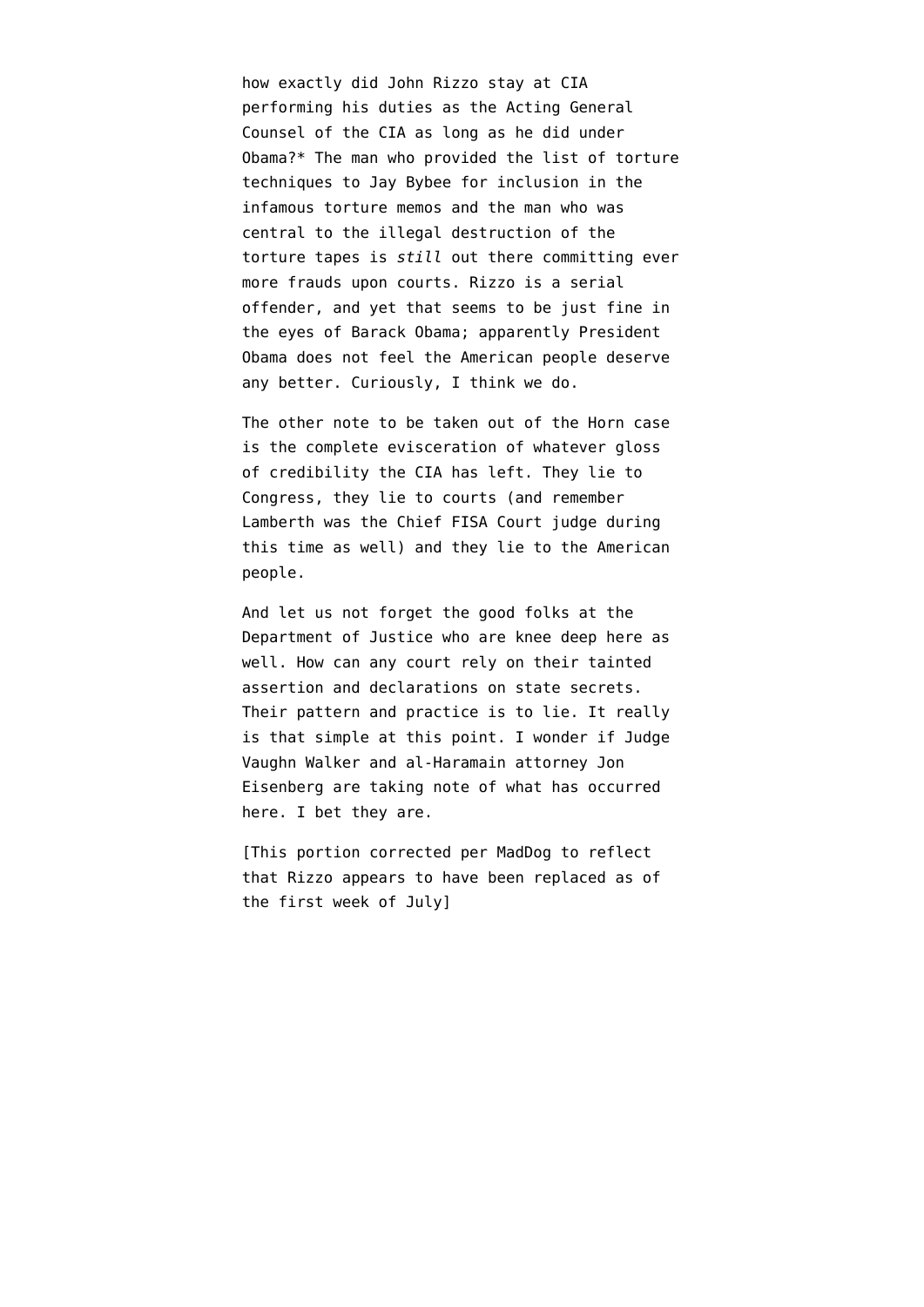how exactly did John Rizzo stay at CIA performing his duties as the Acting General Counsel of the CIA as long as he did under Obama?* The man who provided the list of torture techniques to Jay Bybee for inclusion in the infamous torture memos and the man who was central to the illegal destruction of the torture tapes is *still* out there committing ever more frauds upon courts. Rizzo is a serial offender, and yet that seems to be just fine in the eyes of Barack Obama; apparently President Obama does not feel the American people deserve any better. Curiously, I think we do.

The other note to be taken out of the Horn case is the complete evisceration of whatever gloss of credibility the CIA has left. They lie to Congress, they lie to courts (and remember Lamberth was the Chief FISA Court judge during this time as well) and they lie to the American people.

And let us not forget the good folks at the Department of Justice who are knee deep here as well. How can any court rely on their tainted assertion and declarations on state secrets. Their pattern and practice is to lie. It really is that simple at this point. I wonder if Judge Vaughn Walker and al-Haramain attorney Jon Eisenberg are taking note of what has occurred here. I bet they are.

[This portion corrected per MadDog to reflect that Rizzo appears to have been replaced as of the first week of July]